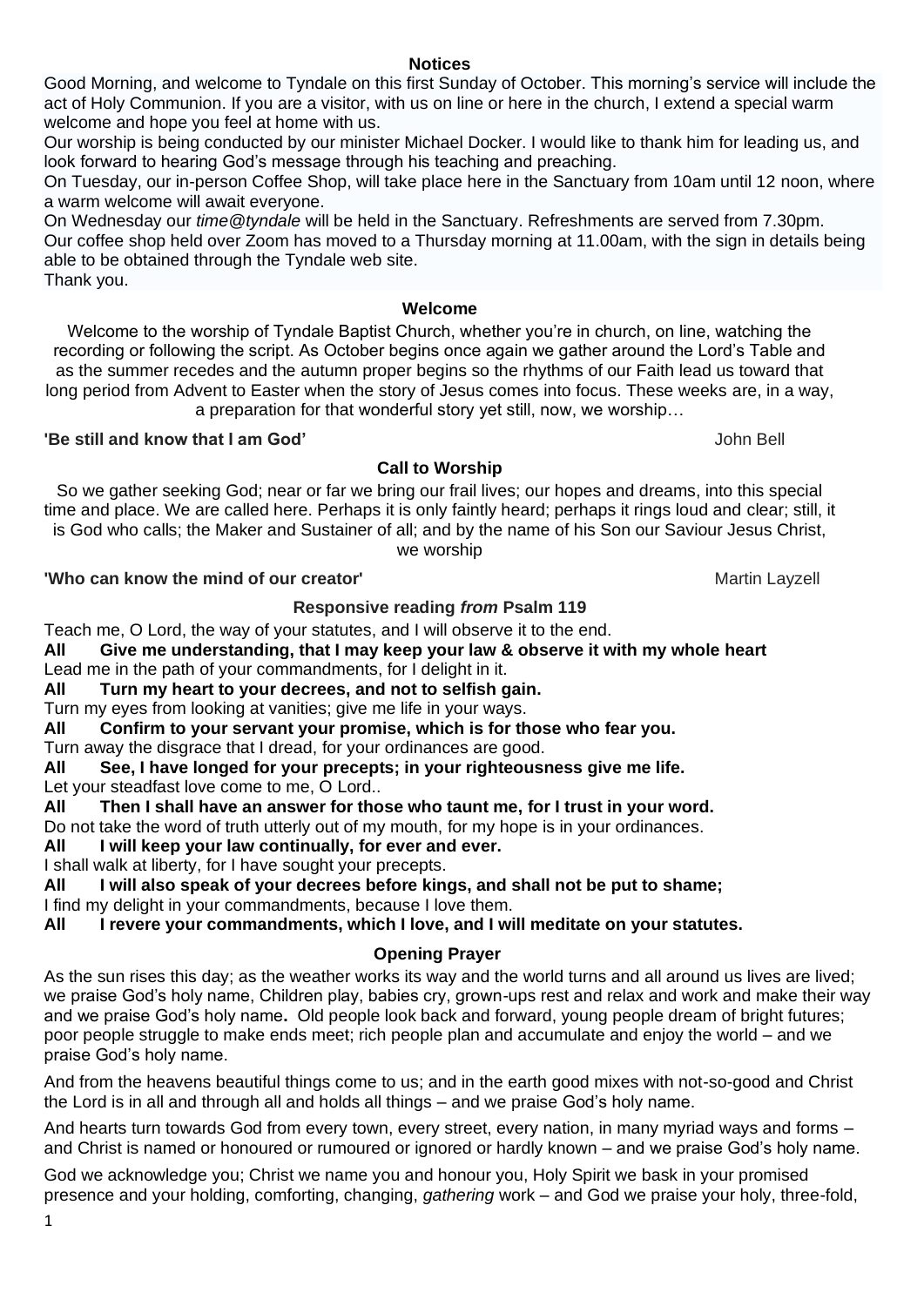## Notices

Good Morning, and welcome to Tyndale on this first Sunday of October. This morning's service will include the act of Holy Communion. If you are a visitor, with us on line or here in the church, I extend a special warm welcome and hope you feel at home with us.

Our worship is being conducted by our minister Michael Docker. I would like to thank him for leading us, and look forward to hearing God's message through his teaching and preaching.

On Tuesday, our in-person Coffee Shop, will take place here in the Sanctuary from 10am until 12 noon, where a warm welcome will await everyone.

On Wednesday our *time@tyndale* will be held in the Sanctuary. Refreshments are served from 7.30pm.

Our coffee shop held over Zoom has moved to a Thursday morning at 11.00am, with the sign in details being able to be obtained through the Tyndale web site.

Thank you.

## Welcome

Welcome to the worship of Tyndale Baptist Church, whether you're in church, on line, watching the recording or following the script. As October begins once again we gather around the Lord's Table and as the summer recedes and the autumn proper begins so the rhythms of our Faith lead us toward that long period from Advent to Easter when the story of Jesus comes into focus. These weeks are, in a way, a preparation for that wonderful story yet still, now, we worship…

**'Be still and know that I am God'** John Bell

## Call to Worship

So we gather seeking God; near or far we bring our frail lives; our hopes and dreams, into this special time and place. We are called here. Perhaps it is only faintly heard; perhaps it rings loud and clear; still, it is God who calls; the Maker and Sustainer of all; and by the name of his Son our Saviour Jesus Christ, we worship

**'Who can know the mind of our creator'** Martin Layzell

## Responsive reading *from* Psalm 119

Teach me, O Lord, the way of your statutes, and I will observe it to the end.

**All Give me understanding, that I may keep your law & observe it with my whole heart**

Lead me in the path of your commandments, for I delight in it.

**All Turn my heart to your decrees, and not to selfish gain.**

Turn my eyes from looking at vanities; give me life in your ways.

**All Confirm to your servant your promise, which is for those who fear you.**

Turn away the disgrace that I dread, for your ordinances are good.

**All See, I have longed for your precepts; in your righteousness give me life.**

Let your steadfast love come to me, O Lord..

**All Then I shall have an answer for those who taunt me, for I trust in your word.**

Do not take the word of truth utterly out of my mouth, for my hope is in your ordinances.

**All I will keep your law continually, for ever and ever.**

I shall walk at liberty, for I have sought your precepts.

**All I will also speak of your decrees before kings, and shall not be put to shame;**

I find my delight in your commandments, because I love them.

**All I revere your commandments, which I love, and I will meditate on your statutes.**

## Opening Prayer

As the sun rises this day; as the weather works its way and the world turns and all around us lives are lived; we praise God's holy name, Children play, babies cry, grown-ups rest and relax and work and make their way and we praise God's holy name**.** Old people look back and forward, young people dream of bright futures; poor people struggle to make ends meet; rich people plan and accumulate and enjoy the world – and we praise God's holy name.

And from the heavens beautiful things come to us; and in the earth good mixes with not-so-good and Christ the Lord is in all and through all and holds all things – and we praise God's holy name.

And hearts turn towards God from every town, every street, every nation, in many myriad ways and forms – and Christ is named or honoured or rumoured or ignored or hardly known – and we praise God's holy name.

God we acknowledge you; Christ we name you and honour you, Holy Spirit we bask in your promised presence and your holding, comforting, changing, *gathering* work – and God we praise your holy, three-fold,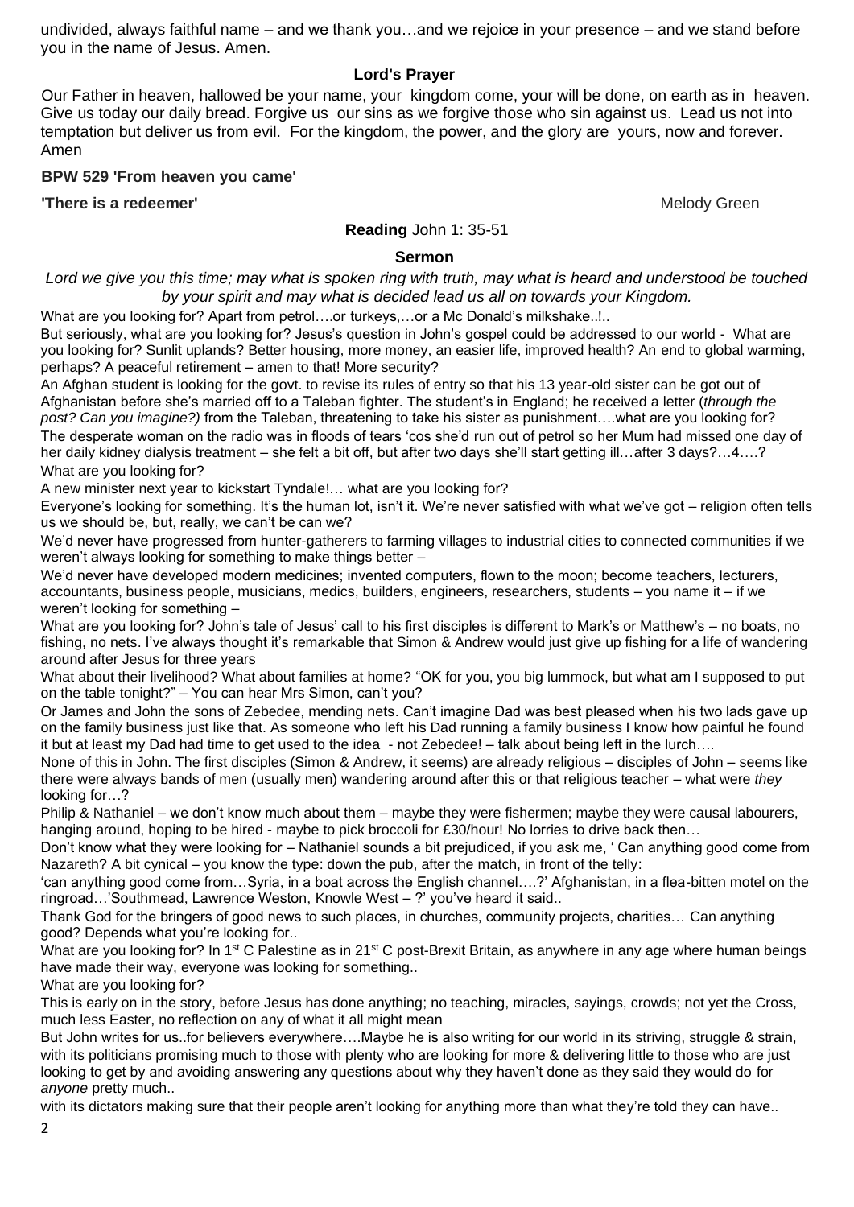undivided, always faithful name – and we thank you…and we rejoice in your presence – and we stand before you in the name of Jesus. Amen.

**Lord's Prayer**

Our Father in heaven, hallowed be your name, your kingdom come, your will be done, on earth as in heaven. Give us today our daily bread. Forgive us our sins as we forgive those who sin against us. Lead us not into temptation but deliver us from evil. For the kingdom, the power, and the glory are yours, now and forever. Amen

**BPW 529 'From heaven you came'**

**'There is a redeemer'** Melody Green

**Reading** John 1: 35-51

**Sermon**

*Lord we give you this time; may what is spoken ring with truth, may what is heard and understood be touched by your spirit and may what is decided lead us all on towards your Kingdom.*

What are you looking for? Apart from petrol….or turkeys,…or a Mc Donald's milkshake..!..

But seriously, what are you looking for? Jesus's question in John's gospel could be addressed to our world - What are you looking for? Sunlit uplands? Better housing, more money, an easier life, improved health? An end to global warming, perhaps? A peaceful retirement – amen to that! More security?

An Afghan student is looking for the govt. to revise its rules of entry so that his 13 year-old sister can be got out of Afghanistan before she's married off to a Taleban fighter. The student's in England; he received a letter (*through the post? Can you imagine?)* from the Taleban, threatening to take his sister as punishment….what are you looking for?

The desperate woman on the radio was in floods of tears 'cos she'd run out of petrol so her Mum had missed one day of her daily kidney dialysis treatment – she felt a bit off, but after two days she'll start getting ill…after 3 days?…4….?

What are you looking for?

A new minister next year to kickstart Tyndale!… what are you looking for?

Everyone's looking for something. It's the human lot, isn't it. We're never satisfied with what we've got – religion often tells us we should be, but, really, we can't be can we?

We'd never have progressed from hunter-gatherers to farming villages to industrial cities to connected communities if we weren't always looking for something to make things better –

We'd never have developed modern medicines; invented computers, flown to the moon; become teachers, lecturers, accountants, business people, musicians, medics, builders, engineers, researchers, students – you name it – if we weren't looking for something –

What are you looking for? John's tale of Jesus' call to his first disciples is different to Mark's or Matthew's – no boats, no fishing, no nets. I've always thought it's remarkable that Simon & Andrew would just give up fishing for a life of wandering around after Jesus for three years

What about their livelihood? What about families at home? "OK for you, you big lummock, but what am I supposed to put on the table tonight?" – You can hear Mrs Simon, can't you?

Or James and John the sons of Zebedee, mending nets. Can't imagine Dad was best pleased when his two lads gave up on the family business just like that. As someone who left his Dad running a family business I know how painful he found it but at least my Dad had time to get used to the idea - not Zebedee! – talk about being left in the lurch….

None of this in John. The first disciples (Simon & Andrew, it seems) are already religious – disciples of John – seems like there were always bands of men (usually men) wandering around after this or that religious teacher – what were *they* looking for…?

Philip & Nathaniel – we don't know much about them – maybe they were fishermen; maybe they were causal labourers, hanging around, hoping to be hired - maybe to pick broccoli for £30/hour! No lorries to drive back then…

Don't know what they were looking for – Nathaniel sounds a bit prejudiced, if you ask me, ' Can anything good come from Nazareth? A bit cynical – you know the type: down the pub, after the match, in front of the telly:

'can anything good come from…Syria, in a boat across the English channel….?' Afghanistan, in a flea-bitten motel on the ringroad…'Southmead, Lawrence Weston, Knowle West – ?' you've heard it said..

Thank God for the bringers of good news to such places, in churches, community projects, charities… Can anything good? Depends what you're looking for..

What are you looking for? In 1st C Palestine as in 21st C post-Brexit Britain, as anywhere in any age where human beings have made their way, everyone was looking for something..

What are you looking for?

This is early on in the story, before Jesus has done anything; no teaching, miracles, sayings, crowds; not yet the Cross, much less Easter, no reflection on any of what it all might mean

But John writes for us..for believers everywhere….Maybe he is also writing for our world in its striving, struggle & strain, with its politicians promising much to those with plenty who are looking for more & delivering little to those who are just looking to get by and avoiding answering any questions about why they haven't done as they said they would do for *anyone* pretty much..

with its dictators making sure that their people aren't looking for anything more than what they're told they can have..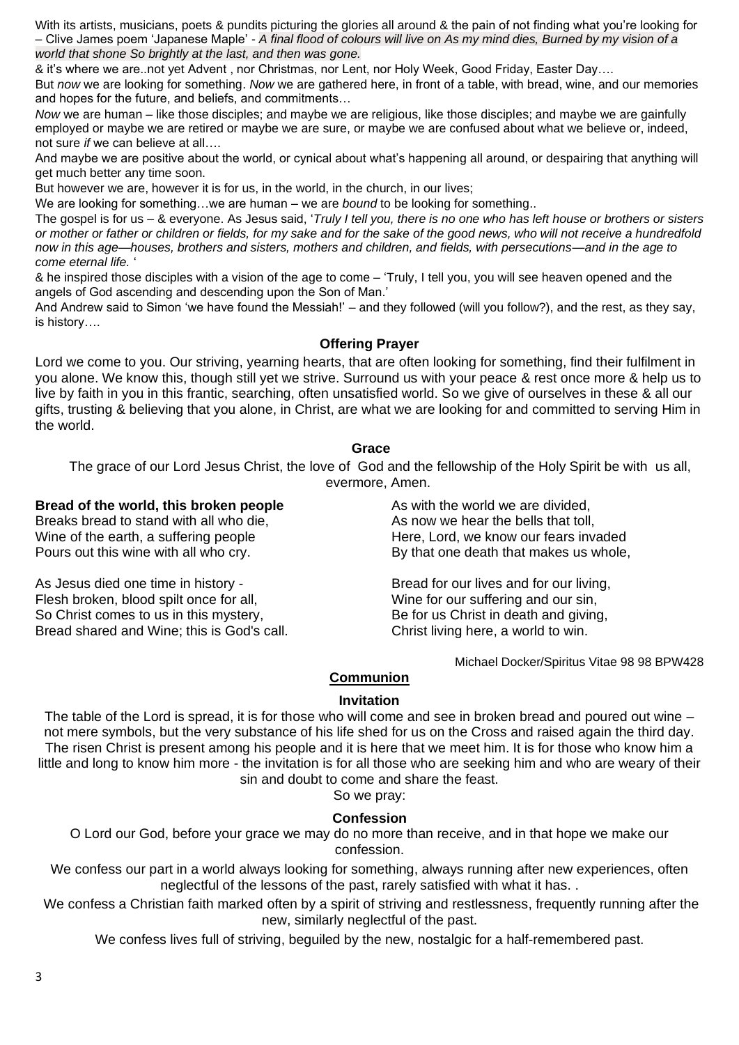With its artists, musicians, poets & pundits picturing the glories all around & the pain of not finding what you're looking for – Clive James poem 'Japanese Maple' - *A final flood of colours will live on As my mind dies, Burned by my vision of a world that shone So brightly at the last, and then was gone.*

& it's where we are..not yet Advent , nor Christmas, nor Lent, nor Holy Week, Good Friday, Easter Day….

But *now* we are looking for something. *Now* we are gathered here, in front of a table, with bread, wine, and our memories and hopes for the future, and beliefs, and commitments…

*Now* we are human – like those disciples; and maybe we are religious, like those disciples; and maybe we are gainfully employed or maybe we are retired or maybe we are sure, or maybe we are confused about what we believe or, indeed, not sure *if* we can believe at all….

And maybe we are positive about the world, or cynical about what's happening all around, or despairing that anything will get much better any time soon.

But however we are, however it is for us, in the world, in the church, in our lives;

We are looking for something…we are human – we are *bound* to be looking for something..

The gospel is for us – & everyone. As Jesus said, '*Truly I tell you, there is no one who has left house or brothers or sisters or mother or father or children or fields, for my sake and for the sake of the good news, who will not receive a hundredfold now in this age—houses, brothers and sisters, mothers and children, and fields, with persecutions—and in the age to come eternal life.* '

& he inspired those disciples with a vision of the age to come – 'Truly, I tell you, you will see heaven opened and the angels of God ascending and descending upon the Son of Man.'

And Andrew said to Simon 'we have found the Messiah!' – and they followed (will you follow?), and the rest, as they say, is history….

### Offering Prayer

Lord we come to you. Our striving, yearning hearts, that are often looking for something, find their fulfilment in you alone. We know this, though still yet we strive. Surround us with your peace & rest once more & help us to live by faith in you in this frantic, searching, often unsatisfied world. So we give of ourselves in these & all our gifts, trusting & believing that you alone, in Christ, are what we are looking for and committed to serving Him in the world.

### Grace

The grace of our Lord Jesus Christ, the love of God and the fellowship of the Holy Spirit be with us all, evermore, Amen.

**Bread of the world, this broken people**
Breaks bread to stand with all who die,
Wine of the earth, a suffering people
Pours out this wine with all who cry.

As Jesus died one time in history -
Flesh broken, blood spilt once for all,
So Christ comes to us in this mystery,
Bread shared and Wine; this is God's call.

As with the world we are divided,
As now we hear the bells that toll,
Here, Lord, we know our fears invaded
By that one death that makes us whole,

Bread for our lives and for our living,
Wine for our suffering and our sin,
Be for us Christ in death and giving,
Christ living here, a world to win.

Michael Docker/Spiritus Vitae 98 98 BPW428

## Communion

### Invitation

The table of the Lord is spread, it is for those who will come and see in broken bread and poured out wine – not mere symbols, but the very substance of his life shed for us on the Cross and raised again the third day. The risen Christ is present among his people and it is here that we meet him. It is for those who know him a little and long to know him more - the invitation is for all those who are seeking him and who are weary of their sin and doubt to come and share the feast.

So we pray:

### Confession

O Lord our God, before your grace we may do no more than receive, and in that hope we make our confession.

We confess our part in a world always looking for something, always running after new experiences, often neglectful of the lessons of the past, rarely satisfied with what it has. .

We confess a Christian faith marked often by a spirit of striving and restlessness, frequently running after the new, similarly neglectful of the past.

We confess lives full of striving, beguiled by the new, nostalgic for a half-remembered past.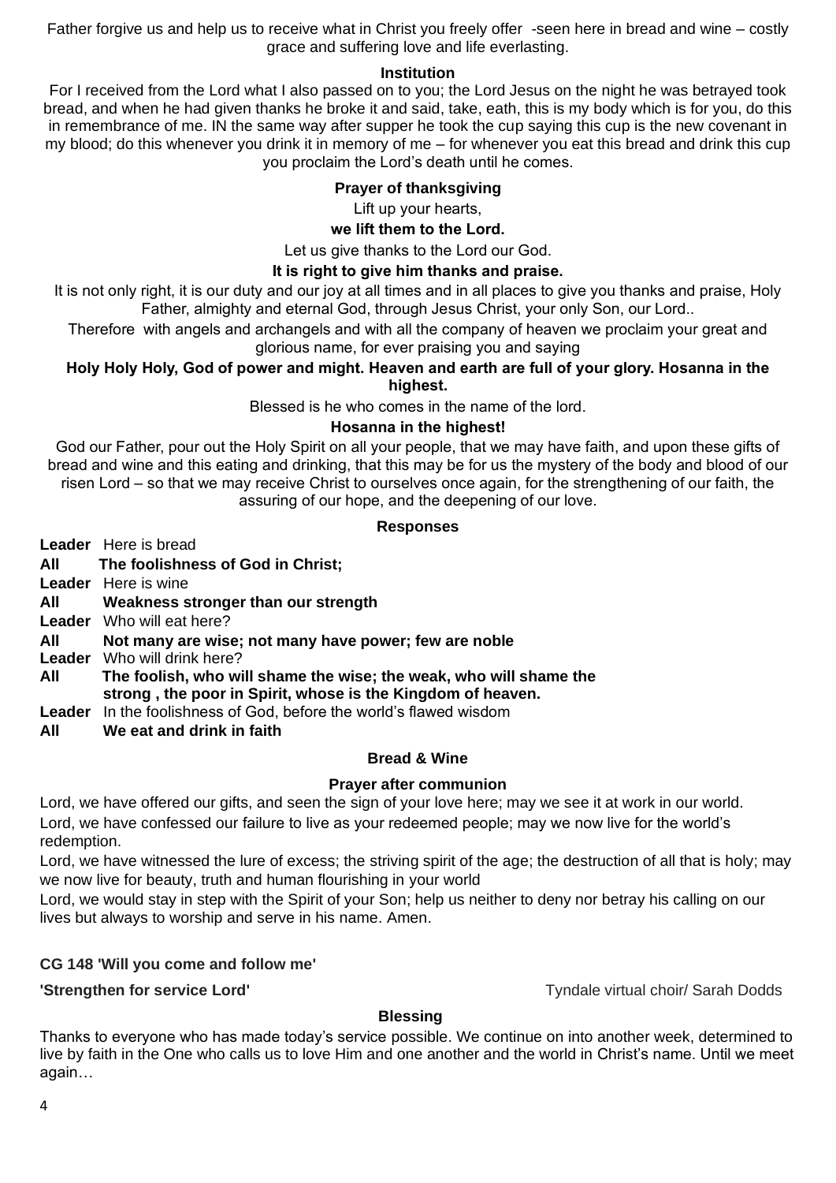Father forgive us and help us to receive what in Christ you freely offer -seen here in bread and wine – costly grace and suffering love and life everlasting.

### Institution

For I received from the Lord what I also passed on to you; the Lord Jesus on the night he was betrayed took bread, and when he had given thanks he broke it and said, take, eath, this is my body which is for you, do this in remembrance of me. IN the same way after supper he took the cup saying this cup is the new covenant in my blood; do this whenever you drink it in memory of me – for whenever you eat this bread and drink this cup you proclaim the Lord's death until he comes.

### Prayer of thanksgiving

Lift up your hearts,

**we lift them to the Lord.**

Let us give thanks to the Lord our God.

**It is right to give him thanks and praise.**

It is not only right, it is our duty and our joy at all times and in all places to give you thanks and praise, Holy Father, almighty and eternal God, through Jesus Christ, your only Son, our Lord..

Therefore with angels and archangels and with all the company of heaven we proclaim your great and glorious name, for ever praising you and saying

**Holy Holy Holy, God of power and might. Heaven and earth are full of your glory. Hosanna in the highest.**

Blessed is he who comes in the name of the lord.

**Hosanna in the highest!**

God our Father, pour out the Holy Spirit on all your people, that we may have faith, and upon these gifts of bread and wine and this eating and drinking, that this may be for us the mystery of the body and blood of our risen Lord – so that we may receive Christ to ourselves once again, for the strengthening of our faith, the assuring of our hope, and the deepening of our love.

### Responses

**Leader** Here is bread

**All The foolishness of God in Christ;**

**Leader** Here is wine

**All Weakness stronger than our strength**

**Leader** Who will eat here?

**All Not many are wise; not many have power; few are noble**

**Leader** Who will drink here?

**All The foolish, who will shame the wise; the weak, who will shame the strong , the poor in Spirit, whose is the Kingdom of heaven.**

**Leader** In the foolishness of God, before the world's flawed wisdom

**All We eat and drink in faith**

### Bread & Wine

### Prayer after communion

Lord, we have offered our gifts, and seen the sign of your love here; may we see it at work in our world.

Lord, we have confessed our failure to live as your redeemed people; may we now live for the world's redemption.

Lord, we have witnessed the lure of excess; the striving spirit of the age; the destruction of all that is holy; may we now live for beauty, truth and human flourishing in your world

Lord, we would stay in step with the Spirit of your Son; help us neither to deny nor betray his calling on our lives but always to worship and serve in his name. Amen.

**CG 148 'Will you come and follow me'**

**'Strengthen for service Lord'** Tyndale virtual choir/ Sarah Dodds

### Blessing

Thanks to everyone who has made today's service possible. We continue on into another week, determined to live by faith in the One who calls us to love Him and one another and the world in Christ's name. Until we meet again…